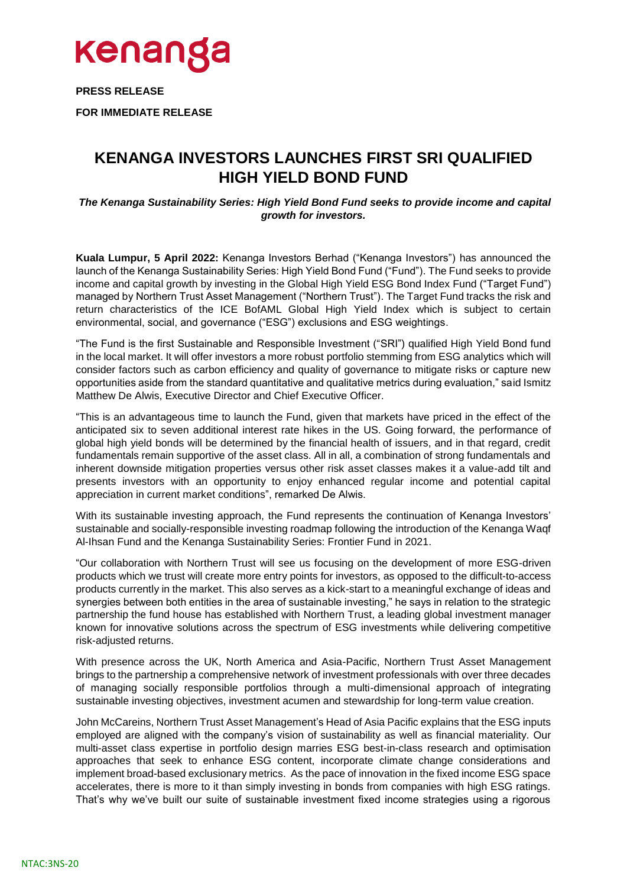**PRESS RELEASE**

**FOR IMMEDIATE RELEASE**

# KENANGA INVESTORS LAUNCHES FIRST SRI QUALIFIED HIGH YIELD BOND FUND

***The Kenanga Sustainability Series: High Yield Bond Fund seeks to provide income and capital growth for investors.***

**Kuala Lumpur, 5 April 2022:** Kenanga Investors Berhad ("Kenanga Investors") has announced the launch of the Kenanga Sustainability Series: High Yield Bond Fund ("Fund"). The Fund seeks to provide income and capital growth by investing in the Global High Yield ESG Bond Index Fund ("Target Fund") managed by Northern Trust Asset Management ("Northern Trust"). The Target Fund tracks the risk and return characteristics of the ICE BofAML Global High Yield Index which is subject to certain environmental, social, and governance ("ESG") exclusions and ESG weightings.

"The Fund is the first Sustainable and Responsible Investment ("SRI") qualified High Yield Bond fund in the local market. It will offer investors a more robust portfolio stemming from ESG analytics which will consider factors such as carbon efficiency and quality of governance to mitigate risks or capture new opportunities aside from the standard quantitative and qualitative metrics during evaluation," said Ismitz Matthew De Alwis, Executive Director and Chief Executive Officer.

"This is an advantageous time to launch the Fund, given that markets have priced in the effect of the anticipated six to seven additional interest rate hikes in the US. Going forward, the performance of global high yield bonds will be determined by the financial health of issuers, and in that regard, credit fundamentals remain supportive of the asset class. All in all, a combination of strong fundamentals and inherent downside mitigation properties versus other risk asset classes makes it a value-add tilt and presents investors with an opportunity to enjoy enhanced regular income and potential capital appreciation in current market conditions", remarked De Alwis.

With its sustainable investing approach, the Fund represents the continuation of Kenanga Investors' sustainable and socially-responsible investing roadmap following the introduction of the Kenanga Waqf Al-Ihsan Fund and the Kenanga Sustainability Series: Frontier Fund in 2021.

"Our collaboration with Northern Trust will see us focusing on the development of more ESG-driven products which we trust will create more entry points for investors, as opposed to the difficult-to-access products currently in the market. This also serves as a kick-start to a meaningful exchange of ideas and synergies between both entities in the area of sustainable investing," he says in relation to the strategic partnership the fund house has established with Northern Trust, a leading global investment manager known for innovative solutions across the spectrum of ESG investments while delivering competitive risk-adjusted returns.

With presence across the UK, North America and Asia-Pacific, Northern Trust Asset Management brings to the partnership a comprehensive network of investment professionals with over three decades of managing socially responsible portfolios through a multi-dimensional approach of integrating sustainable investing objectives, investment acumen and stewardship for long-term value creation.

John McCareins, Northern Trust Asset Management's Head of Asia Pacific explains that the ESG inputs employed are aligned with the company's vision of sustainability as well as financial materiality. Our multi-asset class expertise in portfolio design marries ESG best-in-class research and optimisation approaches that seek to enhance ESG content, incorporate climate change considerations and implement broad-based exclusionary metrics. As the pace of innovation in the fixed income ESG space accelerates, there is more to it than simply investing in bonds from companies with high ESG ratings. That's why we've built our suite of sustainable investment fixed income strategies using a rigorous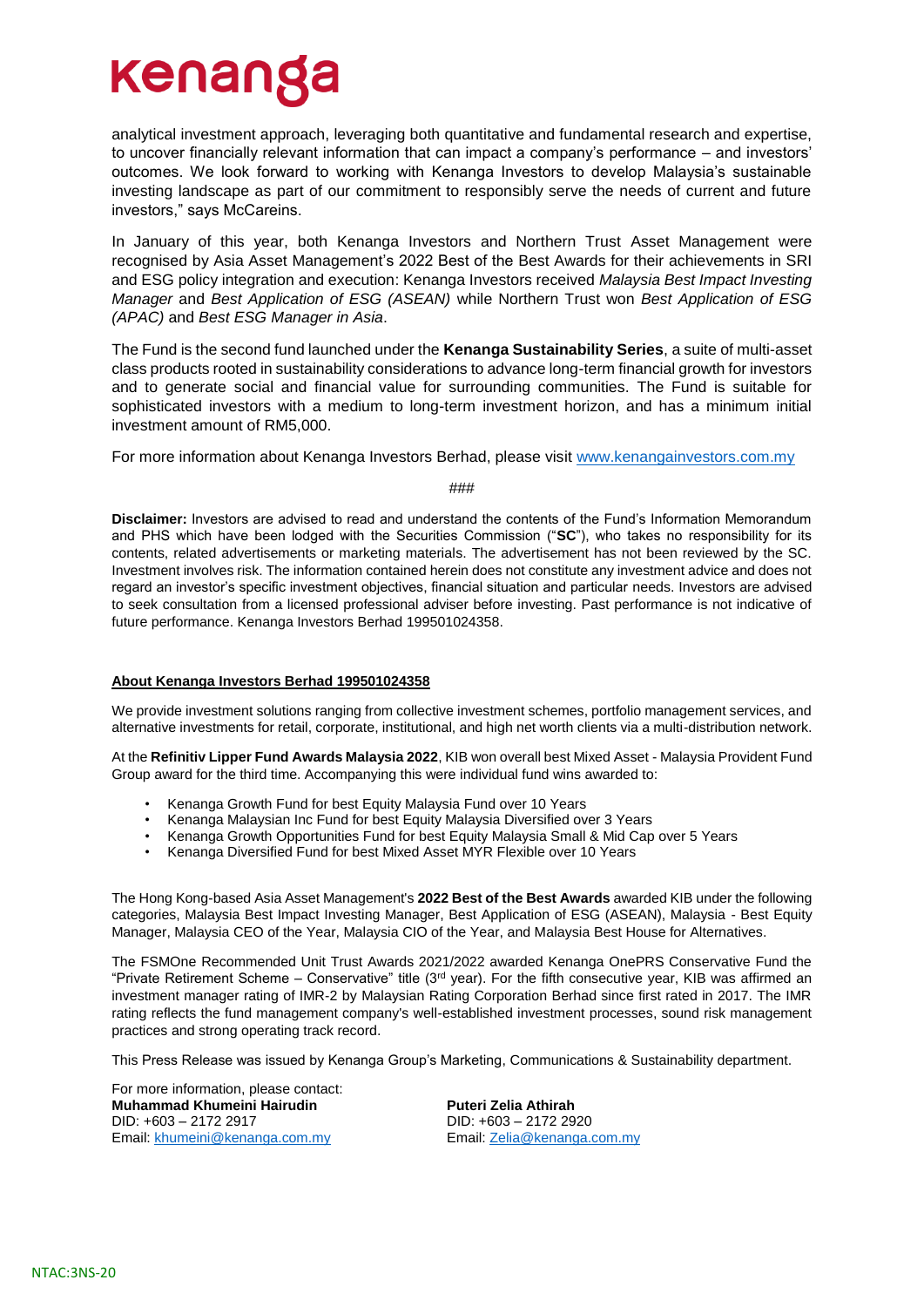analytical investment approach, leveraging both quantitative and fundamental research and expertise, to uncover financially relevant information that can impact a company's performance – and investors' outcomes. We look forward to working with Kenanga Investors to develop Malaysia's sustainable investing landscape as part of our commitment to responsibly serve the needs of current and future investors," says McCareins.

In January of this year, both Kenanga Investors and Northern Trust Asset Management were recognised by Asia Asset Management's 2022 Best of the Best Awards for their achievements in SRI and ESG policy integration and execution: Kenanga Investors received *Malaysia Best Impact Investing Manager* and *Best Application of ESG (ASEAN)* while Northern Trust won *Best Application of ESG (APAC)* and *Best ESG Manager in Asia*.

The Fund is the second fund launched under the **Kenanga Sustainability Series**, a suite of multi-asset class products rooted in sustainability considerations to advance long-term financial growth for investors and to generate social and financial value for surrounding communities. The Fund is suitable for sophisticated investors with a medium to long-term investment horizon, and has a minimum initial investment amount of RM5,000.

For more information about Kenanga Investors Berhad, please visit www.kenangainvestors.com.my

###

**Disclaimer:** Investors are advised to read and understand the contents of the Fund's Information Memorandum and PHS which have been lodged with the Securities Commission ("**SC**"), who takes no responsibility for its contents, related advertisements or marketing materials. The advertisement has not been reviewed by the SC. Investment involves risk. The information contained herein does not constitute any investment advice and does not regard an investor's specific investment objectives, financial situation and particular needs. Investors are advised to seek consultation from a licensed professional adviser before investing. Past performance is not indicative of future performance. Kenanga Investors Berhad 199501024358.

**About Kenanga Investors Berhad 199501024358**

We provide investment solutions ranging from collective investment schemes, portfolio management services, and alternative investments for retail, corporate, institutional, and high net worth clients via a multi-distribution network.

At the **Refinitiv Lipper Fund Awards Malaysia 2022**, KIB won overall best Mixed Asset - Malaysia Provident Fund Group award for the third time. Accompanying this were individual fund wins awarded to:

- Kenanga Growth Fund for best Equity Malaysia Fund over 10 Years
- Kenanga Malaysian Inc Fund for best Equity Malaysia Diversified over 3 Years
- Kenanga Growth Opportunities Fund for best Equity Malaysia Small & Mid Cap over 5 Years
- Kenanga Diversified Fund for best Mixed Asset MYR Flexible over 10 Years

The Hong Kong-based Asia Asset Management's **2022 Best of the Best Awards** awarded KIB under the following categories, Malaysia Best Impact Investing Manager, Best Application of ESG (ASEAN), Malaysia - Best Equity Manager, Malaysia CEO of the Year, Malaysia CIO of the Year, and Malaysia Best House for Alternatives.

The FSMOne Recommended Unit Trust Awards 2021/2022 awarded Kenanga OnePRS Conservative Fund the "Private Retirement Scheme – Conservative" title (3rd year). For the fifth consecutive year, KIB was affirmed an investment manager rating of IMR-2 by Malaysian Rating Corporation Berhad since first rated in 2017. The IMR rating reflects the fund management company's well-established investment processes, sound risk management practices and strong operating track record.

This Press Release was issued by Kenanga Group's Marketing, Communications & Sustainability department.

For more information, please contact:

**Muhammad Khumeini Hairudin**
DID: +603 – 2172 2917
Email: khumeini@kenanga.com.my

**Puteri Zelia Athirah**
DID: +603 – 2172 2920
Email: Zelia@kenanga.com.my